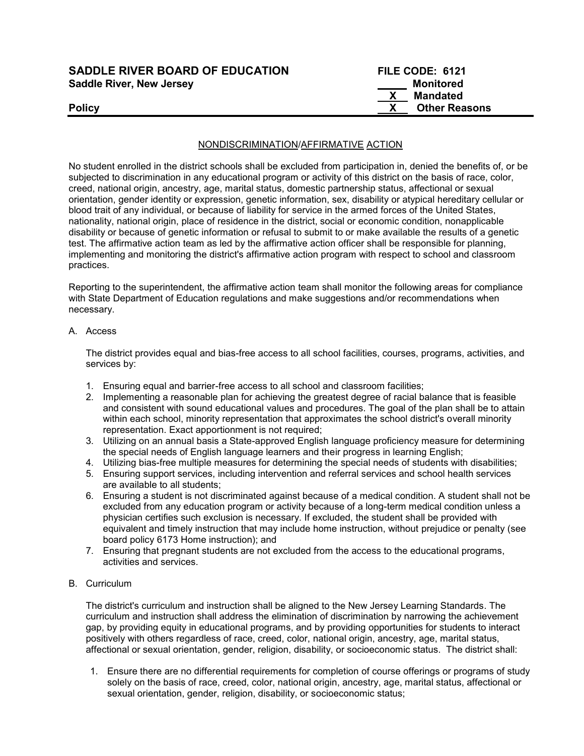**SADDLE RIVER BOARD OF EDUCATION** **FILE CODE: 6121**
**Saddle River, New Jersey**

| | |
|---|---|
| _____ | **Monitored** |
| **X** | **Mandated** |
| **X** | **Other Reasons** |

**Policy**

## NONDISCRIMINATION/AFFIRMATIVE ACTION

No student enrolled in the district schools shall be excluded from participation in, denied the benefits of, or be subjected to discrimination in any educational program or activity of this district on the basis of race, color, creed, national origin, ancestry, age, marital status, domestic partnership status, affectional or sexual orientation, gender identity or expression, genetic information, sex, disability or atypical hereditary cellular or blood trait of any individual, or because of liability for service in the armed forces of the United States, nationality, national origin, place of residence in the district, social or economic condition, nonapplicable disability or because of genetic information or refusal to submit to or make available the results of a genetic test. The affirmative action team as led by the affirmative action officer shall be responsible for planning, implementing and monitoring the district's affirmative action program with respect to school and classroom practices.

Reporting to the superintendent, the affirmative action team shall monitor the following areas for compliance with State Department of Education regulations and make suggestions and/or recommendations when necessary.

A. Access

The district provides equal and bias-free access to all school facilities, courses, programs, activities, and services by:

1. Ensuring equal and barrier-free access to all school and classroom facilities;
2. Implementing a reasonable plan for achieving the greatest degree of racial balance that is feasible and consistent with sound educational values and procedures. The goal of the plan shall be to attain within each school, minority representation that approximates the school district's overall minority representation. Exact apportionment is not required;
3. Utilizing on an annual basis a State-approved English language proficiency measure for determining the special needs of English language learners and their progress in learning English;
4. Utilizing bias-free multiple measures for determining the special needs of students with disabilities;
5. Ensuring support services, including intervention and referral services and school health services are available to all students;
6. Ensuring a student is not discriminated against because of a medical condition. A student shall not be excluded from any education program or activity because of a long-term medical condition unless a physician certifies such exclusion is necessary. If excluded, the student shall be provided with equivalent and timely instruction that may include home instruction, without prejudice or penalty (see board policy 6173 Home instruction); and
7. Ensuring that pregnant students are not excluded from the access to the educational programs, activities and services.

B. Curriculum

The district's curriculum and instruction shall be aligned to the New Jersey Learning Standards. The curriculum and instruction shall address the elimination of discrimination by narrowing the achievement gap, by providing equity in educational programs, and by providing opportunities for students to interact positively with others regardless of race, creed, color, national origin, ancestry, age, marital status, affectional or sexual orientation, gender, religion, disability, or socioeconomic status. The district shall:

1. Ensure there are no differential requirements for completion of course offerings or programs of study solely on the basis of race, creed, color, national origin, ancestry, age, marital status, affectional or sexual orientation, gender, religion, disability, or socioeconomic status;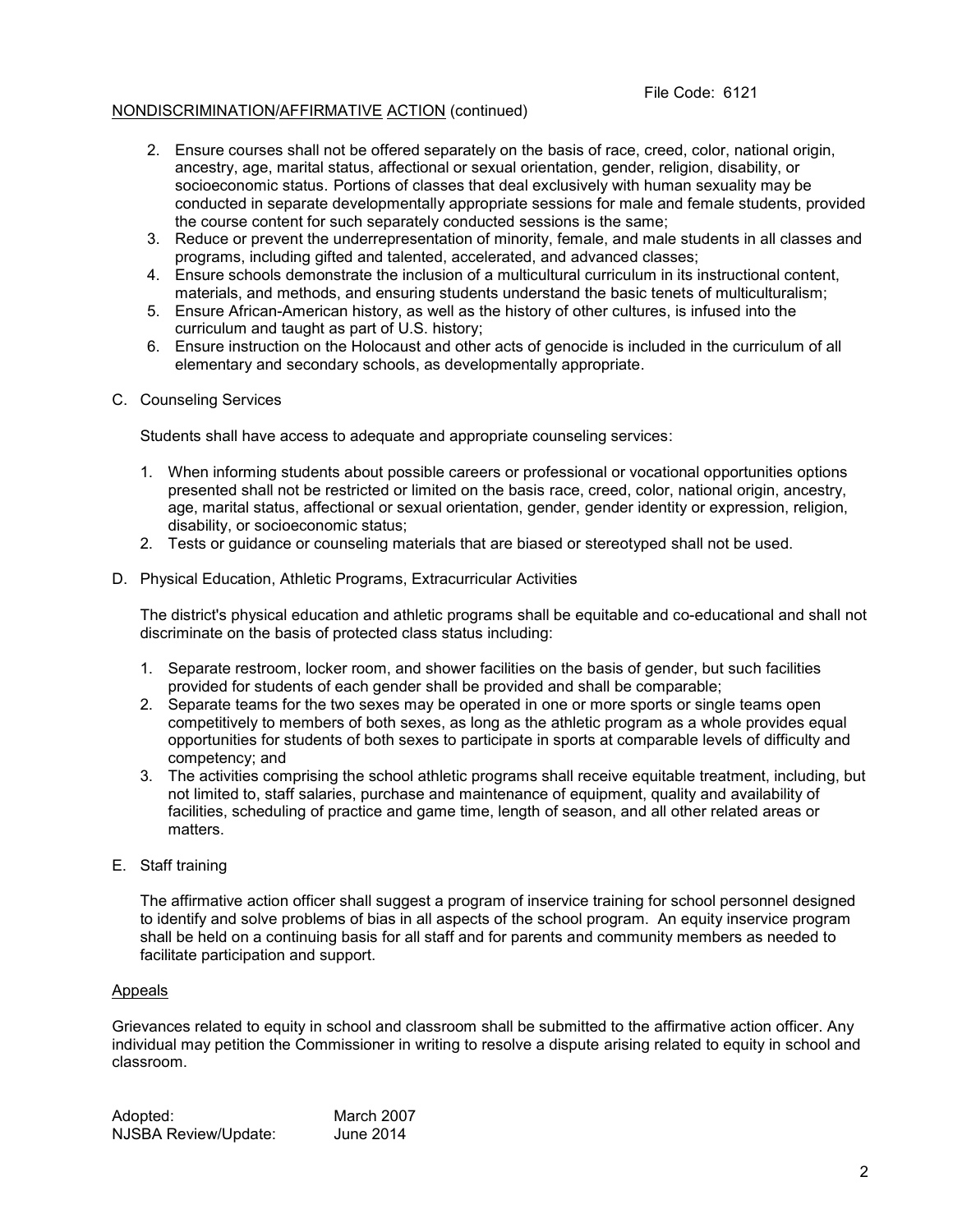File Code: 6121

NONDISCRIMINATION/AFFIRMATIVE ACTION (continued)

2. Ensure courses shall not be offered separately on the basis of race, creed, color, national origin, ancestry, age, marital status, affectional or sexual orientation, gender, religion, disability, or socioeconomic status. Portions of classes that deal exclusively with human sexuality may be conducted in separate developmentally appropriate sessions for male and female students, provided the course content for such separately conducted sessions is the same;
3. Reduce or prevent the underrepresentation of minority, female, and male students in all classes and programs, including gifted and talented, accelerated, and advanced classes;
4. Ensure schools demonstrate the inclusion of a multicultural curriculum in its instructional content, materials, and methods, and ensuring students understand the basic tenets of multiculturalism;
5. Ensure African-American history, as well as the history of other cultures, is infused into the curriculum and taught as part of U.S. history;
6. Ensure instruction on the Holocaust and other acts of genocide is included in the curriculum of all elementary and secondary schools, as developmentally appropriate.

C. Counseling Services

Students shall have access to adequate and appropriate counseling services:

1. When informing students about possible careers or professional or vocational opportunities options presented shall not be restricted or limited on the basis race, creed, color, national origin, ancestry, age, marital status, affectional or sexual orientation, gender, gender identity or expression, religion, disability, or socioeconomic status;
2. Tests or guidance or counseling materials that are biased or stereotyped shall not be used.

D. Physical Education, Athletic Programs, Extracurricular Activities

The district's physical education and athletic programs shall be equitable and co-educational and shall not discriminate on the basis of protected class status including:

1. Separate restroom, locker room, and shower facilities on the basis of gender, but such facilities provided for students of each gender shall be provided and shall be comparable;
2. Separate teams for the two sexes may be operated in one or more sports or single teams open competitively to members of both sexes, as long as the athletic program as a whole provides equal opportunities for students of both sexes to participate in sports at comparable levels of difficulty and competency; and
3. The activities comprising the school athletic programs shall receive equitable treatment, including, but not limited to, staff salaries, purchase and maintenance of equipment, quality and availability of facilities, scheduling of practice and game time, length of season, and all other related areas or matters.

E. Staff training

The affirmative action officer shall suggest a program of inservice training for school personnel designed to identify and solve problems of bias in all aspects of the school program. An equity inservice program shall be held on a continuing basis for all staff and for parents and community members as needed to facilitate participation and support.

Appeals

Grievances related to equity in school and classroom shall be submitted to the affirmative action officer. Any individual may petition the Commissioner in writing to resolve a dispute arising related to equity in school and classroom.

| | |
|---|---|
| Adopted: | March 2007 |
| NJSBA Review/Update: | June 2014 |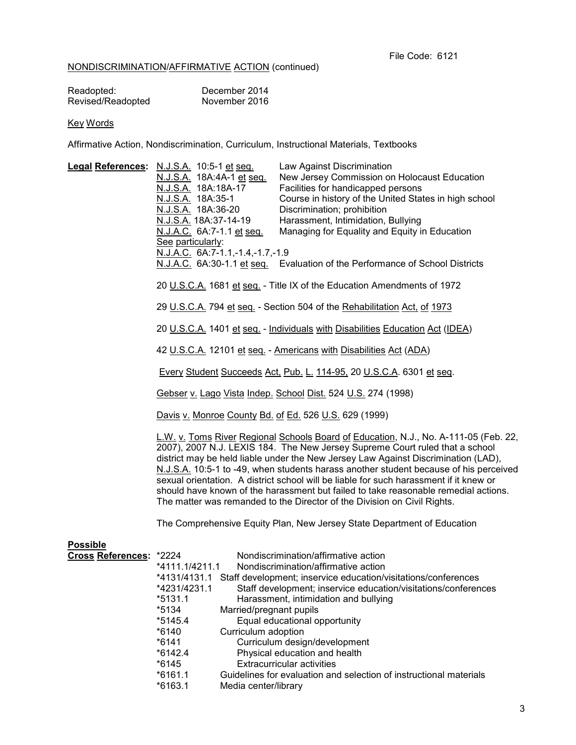File Code: 6121

NONDISCRIMINATION/AFFIRMATIVE ACTION (continued)

| | |
|---|---|
| Readopted: | December 2014 |
| Revised/Readopted | November 2016 |

Key Words

Affirmative Action, Nondiscrimination, Curriculum, Instructional Materials, Textbooks

**Legal References:**

| | |
|---|---|
| N.J.S.A. 10:5-1 et seq. | Law Against Discrimination |
| N.J.S.A. 18A:4A-1 et seq. | New Jersey Commission on Holocaust Education |
| N.J.S.A. 18A:18A-17 | Facilities for handicapped persons |
| N.J.S.A. 18A:35-1 | Course in history of the United States in high school |
| N.J.S.A. 18A:36-20 | Discrimination; prohibition |
| N.J.S.A. 18A:37-14-19 | Harassment, Intimidation, Bullying |
| N.J.A.C. 6A:7-1.1 et seq. | Managing for Equality and Equity in Education |

See particularly:
N.J.A.C. 6A:7-1.1,-1.4,-1.7,-1.9
N.J.A.C. 6A:30-1.1 et seq. Evaluation of the Performance of School Districts

20 U.S.C.A. 1681 et seq. - Title IX of the Education Amendments of 1972

29 U.S.C.A. 794 et seq. - Section 504 of the Rehabilitation Act, of 1973

20 U.S.C.A. 1401 et seq. - Individuals with Disabilities Education Act (IDEA)

42 U.S.C.A. 12101 et seq. - Americans with Disabilities Act (ADA)

Every Student Succeeds Act, Pub. L. 114-95, 20 U.S.C.A. 6301 et seq.

Gebser v. Lago Vista Indep. School Dist. 524 U.S. 274 (1998)

Davis v. Monroe County Bd. of Ed. 526 U.S. 629 (1999)

L.W. v. Toms River Regional Schools Board of Education, N.J., No. A-111-05 (Feb. 22, 2007), 2007 N.J. LEXIS 184. The New Jersey Supreme Court ruled that a school district may be held liable under the New Jersey Law Against Discrimination (LAD), N.J.S.A. 10:5-1 to -49, when students harass another student because of his perceived sexual orientation. A district school will be liable for such harassment if it knew or should have known of the harassment but failed to take reasonable remedial actions. The matter was remanded to the Director of the Division on Civil Rights.

The Comprehensive Equity Plan, New Jersey State Department of Education

**Possible Cross References:**

| | |
|---|---|
| *2224 | Nondiscrimination/affirmative action |
| *4111.1/4211.1 | Nondiscrimination/affirmative action |
| *4131/4131.1 | Staff development; inservice education/visitations/conferences |
| *4231/4231.1 | Staff development; inservice education/visitations/conferences |
| *5131.1 | Harassment, intimidation and bullying |
| *5134 | Married/pregnant pupils |
| *5145.4 | Equal educational opportunity |
| *6140 | Curriculum adoption |
| *6141 | Curriculum design/development |
| *6142.4 | Physical education and health |
| *6145 | Extracurricular activities |
| *6161.1 | Guidelines for evaluation and selection of instructional materials |
| *6163.1 | Media center/library |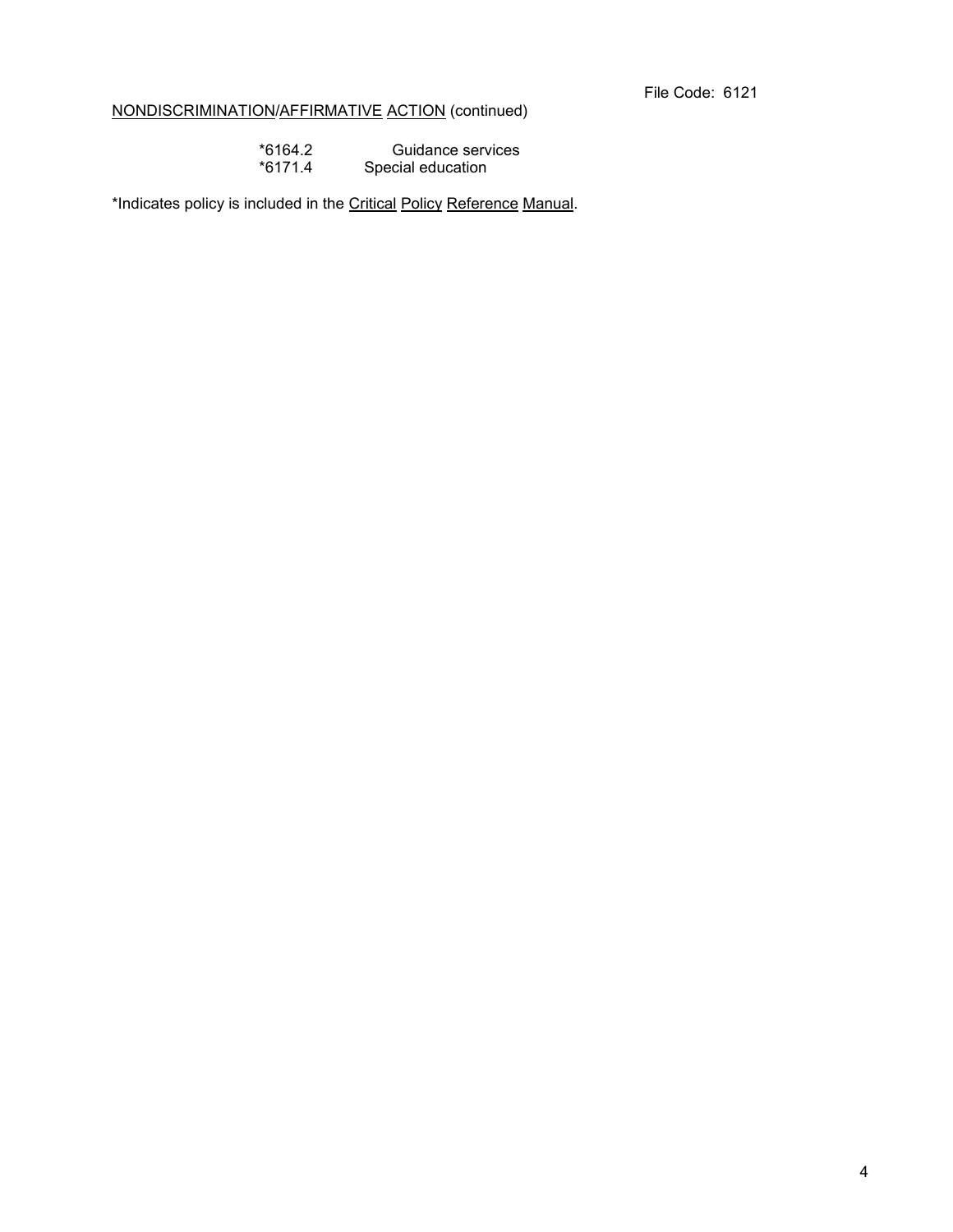File Code: 6121

NONDISCRIMINATION/AFFIRMATIVE ACTION (continued)

| | |
|---|---|
| *6164.2 | Guidance services |
| *6171.4 | Special education |

*Indicates policy is included in the Critical Policy Reference Manual.